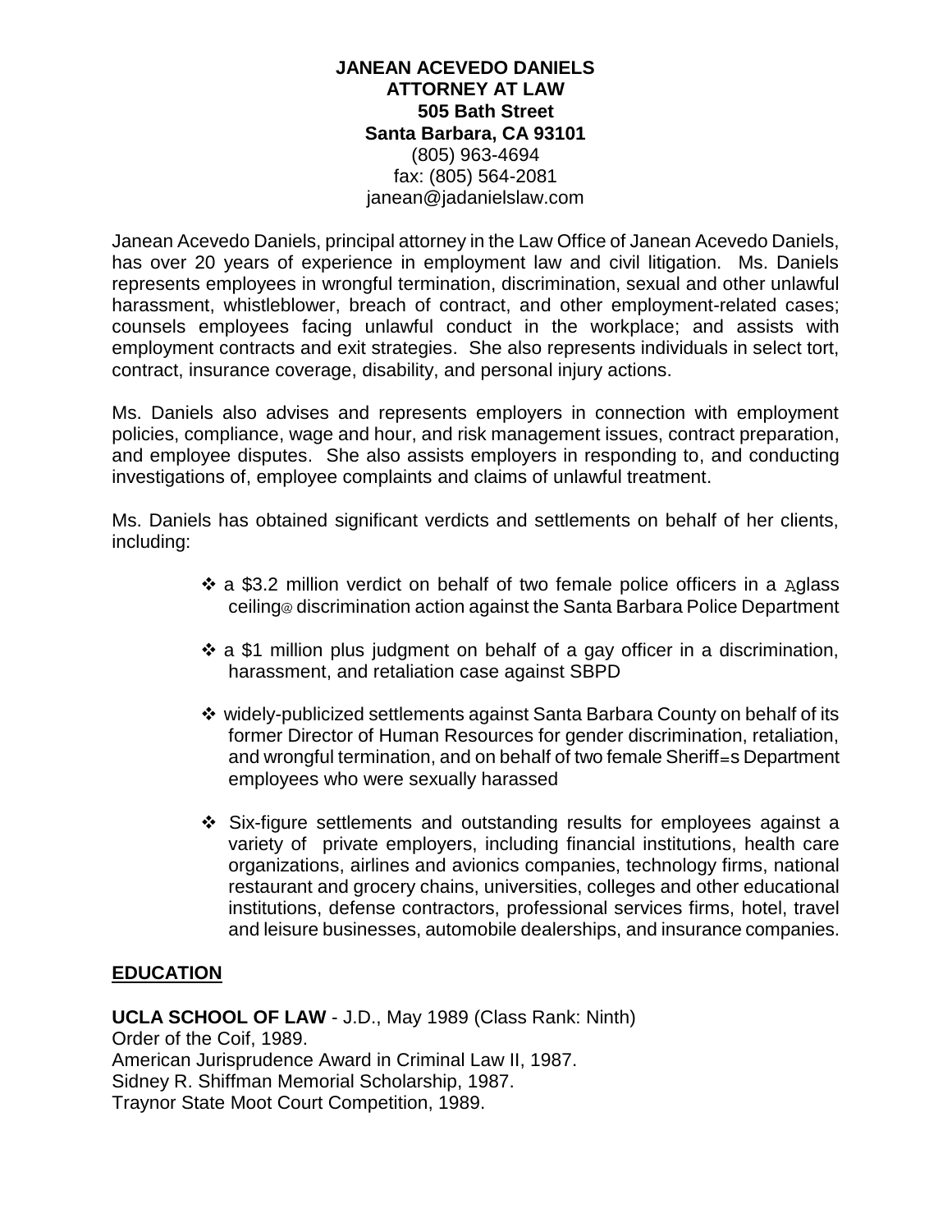**JANEAN ACEVEDO DANIELS**
**ATTORNEY AT LAW**
**505 Bath Street**
**Santa Barbara, CA 93101**
(805) 963-4694
fax: (805) 564-2081
janean@jadanielslaw.com

Janean Acevedo Daniels, principal attorney in the Law Office of Janean Acevedo Daniels, has over 20 years of experience in employment law and civil litigation. Ms. Daniels represents employees in wrongful termination, discrimination, sexual and other unlawful harassment, whistleblower, breach of contract, and other employment-related cases; counsels employees facing unlawful conduct in the workplace; and assists with employment contracts and exit strategies. She also represents individuals in select tort, contract, insurance coverage, disability, and personal injury actions.

Ms. Daniels also advises and represents employers in connection with employment policies, compliance, wage and hour, and risk management issues, contract preparation, and employee disputes. She also assists employers in responding to, and conducting investigations of, employee complaints and claims of unlawful treatment.

Ms. Daniels has obtained significant verdicts and settlements on behalf of her clients, including:

- a $3.2 million verdict on behalf of two female police officers in a Aglass ceiling@ discrimination action against the Santa Barbara Police Department
- a $1 million plus judgment on behalf of a gay officer in a discrimination, harassment, and retaliation case against SBPD
- widely-publicized settlements against Santa Barbara County on behalf of its former Director of Human Resources for gender discrimination, retaliation, and wrongful termination, and on behalf of two female Sheriff=s Department employees who were sexually harassed
- Six-figure settlements and outstanding results for employees against a variety of private employers, including financial institutions, health care organizations, airlines and avionics companies, technology firms, national restaurant and grocery chains, universities, colleges and other educational institutions, defense contractors, professional services firms, hotel, travel and leisure businesses, automobile dealerships, and insurance companies.

## EDUCATION

**UCLA SCHOOL OF LAW** - J.D., May 1989 (Class Rank: Ninth)
Order of the Coif, 1989.
American Jurisprudence Award in Criminal Law II, 1987.
Sidney R. Shiffman Memorial Scholarship, 1987.
Traynor State Moot Court Competition, 1989.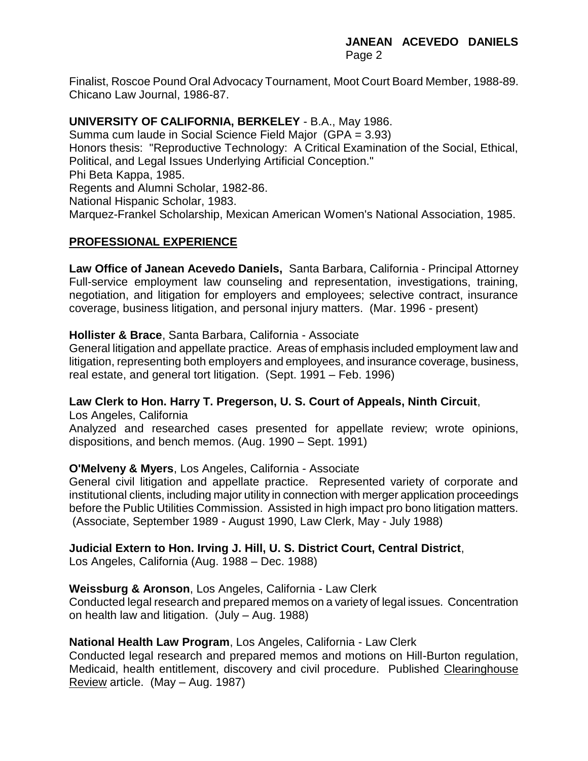Finalist, Roscoe Pound Oral Advocacy Tournament, Moot Court Board Member, 1988-89.
Chicano Law Journal, 1986-87.

**UNIVERSITY OF CALIFORNIA, BERKELEY** - B.A., May 1986.
Summa cum laude in Social Science Field Major (GPA = 3.93)
Honors thesis: "Reproductive Technology: A Critical Examination of the Social, Ethical, Political, and Legal Issues Underlying Artificial Conception."
Phi Beta Kappa, 1985.
Regents and Alumni Scholar, 1982-86.
National Hispanic Scholar, 1983.
Marquez-Frankel Scholarship, Mexican American Women's National Association, 1985.

## PROFESSIONAL EXPERIENCE

**Law Office of Janean Acevedo Daniels,** Santa Barbara, California - Principal Attorney
Full-service employment law counseling and representation, investigations, training, negotiation, and litigation for employers and employees; selective contract, insurance coverage, business litigation, and personal injury matters. (Mar. 1996 - present)

**Hollister & Brace**, Santa Barbara, California - Associate
General litigation and appellate practice. Areas of emphasis included employment law and litigation, representing both employers and employees, and insurance coverage, business, real estate, and general tort litigation. (Sept. 1991 – Feb. 1996)

**Law Clerk to Hon. Harry T. Pregerson, U. S. Court of Appeals, Ninth Circuit**,
Los Angeles, California
Analyzed and researched cases presented for appellate review; wrote opinions, dispositions, and bench memos. (Aug. 1990 – Sept. 1991)

**O'Melveny & Myers**, Los Angeles, California - Associate
General civil litigation and appellate practice. Represented variety of corporate and institutional clients, including major utility in connection with merger application proceedings before the Public Utilities Commission. Assisted in high impact pro bono litigation matters. (Associate, September 1989 - August 1990, Law Clerk, May - July 1988)

**Judicial Extern to Hon. Irving J. Hill, U. S. District Court, Central District**,
Los Angeles, California (Aug. 1988 – Dec. 1988)

**Weissburg & Aronson**, Los Angeles, California - Law Clerk
Conducted legal research and prepared memos on a variety of legal issues. Concentration on health law and litigation. (July – Aug. 1988)

**National Health Law Program**, Los Angeles, California - Law Clerk
Conducted legal research and prepared memos and motions on Hill-Burton regulation, Medicaid, health entitlement, discovery and civil procedure. Published Clearinghouse Review article. (May – Aug. 1987)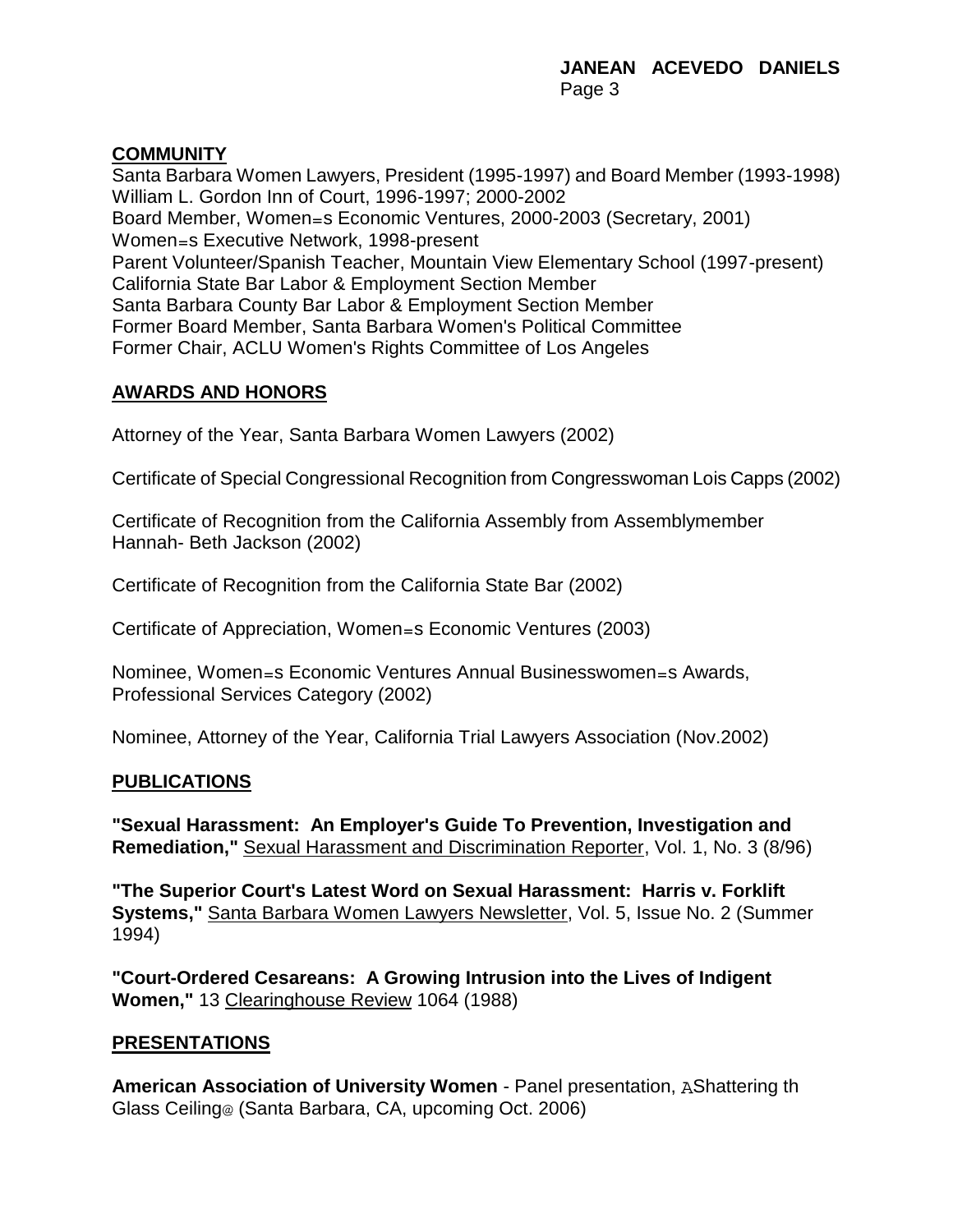## COMMUNITY

Santa Barbara Women Lawyers, President (1995-1997) and Board Member (1993-1998)
William L. Gordon Inn of Court, 1996-1997; 2000-2002
Board Member, Women=s Economic Ventures, 2000-2003 (Secretary, 2001)
Women=s Executive Network, 1998-present
Parent Volunteer/Spanish Teacher, Mountain View Elementary School (1997-present)
California State Bar Labor & Employment Section Member
Santa Barbara County Bar Labor & Employment Section Member
Former Board Member, Santa Barbara Women's Political Committee
Former Chair, ACLU Women's Rights Committee of Los Angeles

## AWARDS AND HONORS

Attorney of the Year, Santa Barbara Women Lawyers (2002)

Certificate of Special Congressional Recognition from Congresswoman Lois Capps (2002)

Certificate of Recognition from the California Assembly from Assemblymember Hannah- Beth Jackson (2002)

Certificate of Recognition from the California State Bar (2002)

Certificate of Appreciation, Women=s Economic Ventures (2003)

Nominee, Women=s Economic Ventures Annual Businesswomen=s Awards, Professional Services Category (2002)

Nominee, Attorney of the Year, California Trial Lawyers Association (Nov.2002)

## PUBLICATIONS

**"Sexual Harassment: An Employer's Guide To Prevention, Investigation and Remediation,"** Sexual Harassment and Discrimination Reporter, Vol. 1, No. 3 (8/96)

**"The Superior Court's Latest Word on Sexual Harassment: Harris v. Forklift Systems,"** Santa Barbara Women Lawyers Newsletter, Vol. 5, Issue No. 2 (Summer 1994)

**"Court-Ordered Cesareans: A Growing Intrusion into the Lives of Indigent Women,"** 13 Clearinghouse Review 1064 (1988)

## PRESENTATIONS

**American Association of University Women** - Panel presentation, AShattering th Glass Ceiling@ (Santa Barbara, CA, upcoming Oct. 2006)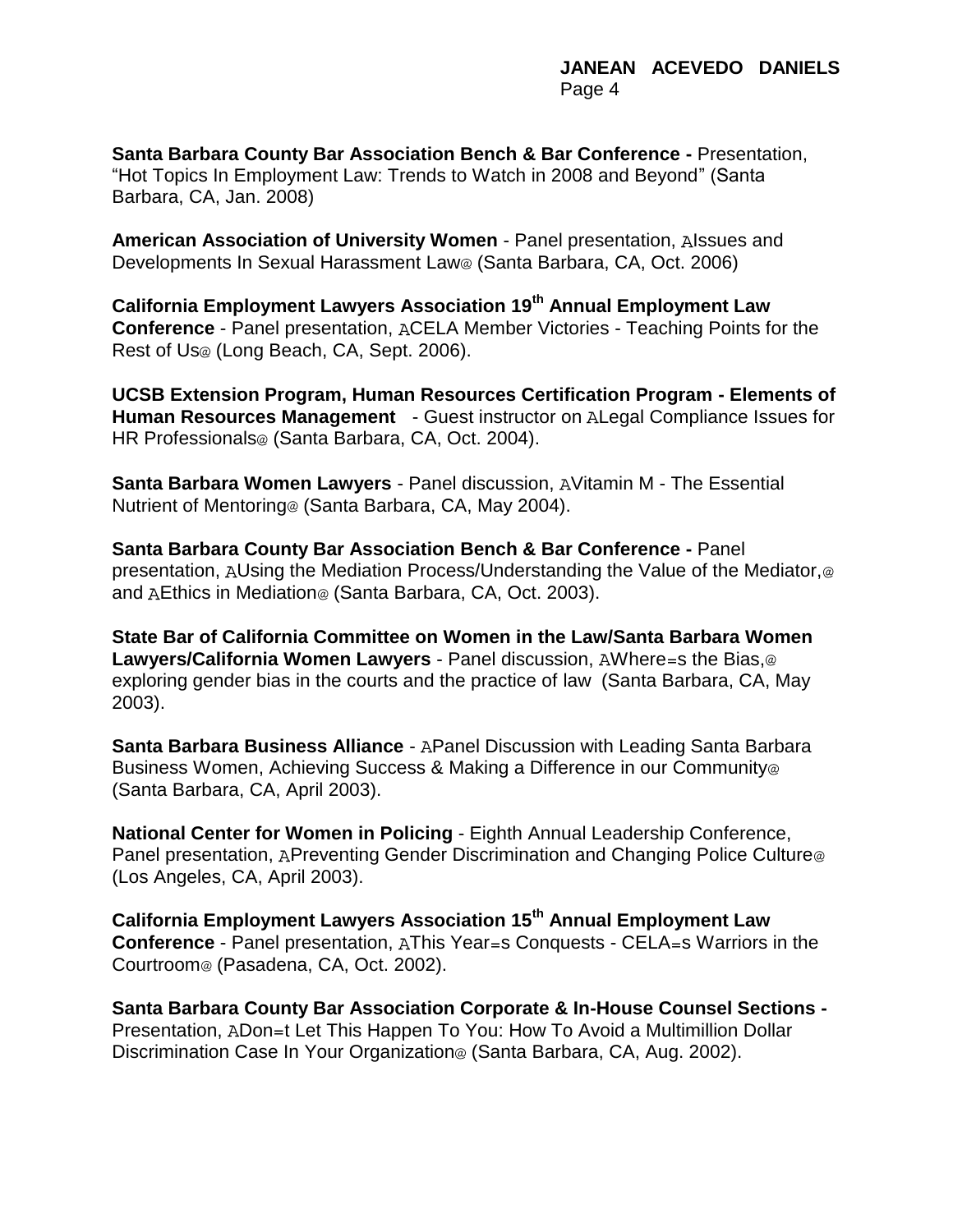**Santa Barbara County Bar Association Bench & Bar Conference -** Presentation, "Hot Topics In Employment Law: Trends to Watch in 2008 and Beyond" (Santa Barbara, CA, Jan. 2008)

**American Association of University Women** - Panel presentation, AIssues and Developments In Sexual Harassment Law@ (Santa Barbara, CA, Oct. 2006)

**California Employment Lawyers Association 19th Annual Employment Law Conference** - Panel presentation, ACELA Member Victories - Teaching Points for the Rest of Us@ (Long Beach, CA, Sept. 2006).

**UCSB Extension Program, Human Resources Certification Program - Elements of Human Resources Management** - Guest instructor on ALegal Compliance Issues for HR Professionals@ (Santa Barbara, CA, Oct. 2004).

**Santa Barbara Women Lawyers** - Panel discussion, AVitamin M - The Essential Nutrient of Mentoring@ (Santa Barbara, CA, May 2004).

**Santa Barbara County Bar Association Bench & Bar Conference -** Panel presentation, AUsing the Mediation Process/Understanding the Value of the Mediator,@ and AEthics in Mediation@ (Santa Barbara, CA, Oct. 2003).

**State Bar of California Committee on Women in the Law/Santa Barbara Women Lawyers/California Women Lawyers** - Panel discussion, AWhere=s the Bias,@ exploring gender bias in the courts and the practice of law (Santa Barbara, CA, May 2003).

**Santa Barbara Business Alliance** - APanel Discussion with Leading Santa Barbara Business Women, Achieving Success & Making a Difference in our Community@ (Santa Barbara, CA, April 2003).

**National Center for Women in Policing** - Eighth Annual Leadership Conference, Panel presentation, APreventing Gender Discrimination and Changing Police Culture@ (Los Angeles, CA, April 2003).

**California Employment Lawyers Association 15th Annual Employment Law Conference** - Panel presentation, AThis Year=s Conquests - CELA=s Warriors in the Courtroom@ (Pasadena, CA, Oct. 2002).

**Santa Barbara County Bar Association Corporate & In-House Counsel Sections -** Presentation, ADon=t Let This Happen To You: How To Avoid a Multimillion Dollar Discrimination Case In Your Organization@ (Santa Barbara, CA, Aug. 2002).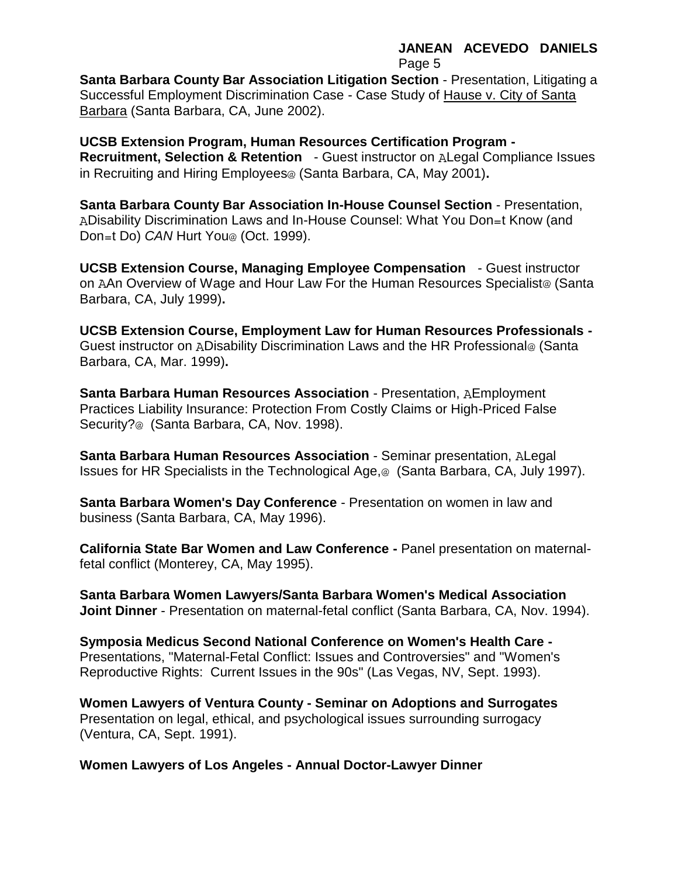**Santa Barbara County Bar Association Litigation Section** - Presentation, Litigating a Successful Employment Discrimination Case - Case Study of Hause v. City of Santa Barbara (Santa Barbara, CA, June 2002).

**UCSB Extension Program, Human Resources Certification Program - Recruitment, Selection & Retention** - Guest instructor on ALegal Compliance Issues in Recruiting and Hiring Employees@ (Santa Barbara, CA, May 2001).

**Santa Barbara County Bar Association In-House Counsel Section** - Presentation, ADisability Discrimination Laws and In-House Counsel: What You Don=t Know (and Don=t Do) *CAN* Hurt You@ (Oct. 1999).

**UCSB Extension Course, Managing Employee Compensation** - Guest instructor on AAn Overview of Wage and Hour Law For the Human Resources Specialist@ (Santa Barbara, CA, July 1999).

**UCSB Extension Course, Employment Law for Human Resources Professionals -** Guest instructor on ADisability Discrimination Laws and the HR Professional@ (Santa Barbara, CA, Mar. 1999).

**Santa Barbara Human Resources Association** - Presentation, AEmployment Practices Liability Insurance: Protection From Costly Claims or High-Priced False Security?@ (Santa Barbara, CA, Nov. 1998).

**Santa Barbara Human Resources Association** - Seminar presentation, ALegal Issues for HR Specialists in the Technological Age,@ (Santa Barbara, CA, July 1997).

**Santa Barbara Women's Day Conference** - Presentation on women in law and business (Santa Barbara, CA, May 1996).

**California State Bar Women and Law Conference -** Panel presentation on maternal-fetal conflict (Monterey, CA, May 1995).

**Santa Barbara Women Lawyers/Santa Barbara Women's Medical Association Joint Dinner** - Presentation on maternal-fetal conflict (Santa Barbara, CA, Nov. 1994).

**Symposia Medicus Second National Conference on Women's Health Care -** Presentations, "Maternal-Fetal Conflict: Issues and Controversies" and "Women's Reproductive Rights: Current Issues in the 90s" (Las Vegas, NV, Sept. 1993).

**Women Lawyers of Ventura County - Seminar on Adoptions and Surrogates** Presentation on legal, ethical, and psychological issues surrounding surrogacy (Ventura, CA, Sept. 1991).

**Women Lawyers of Los Angeles - Annual Doctor-Lawyer Dinner**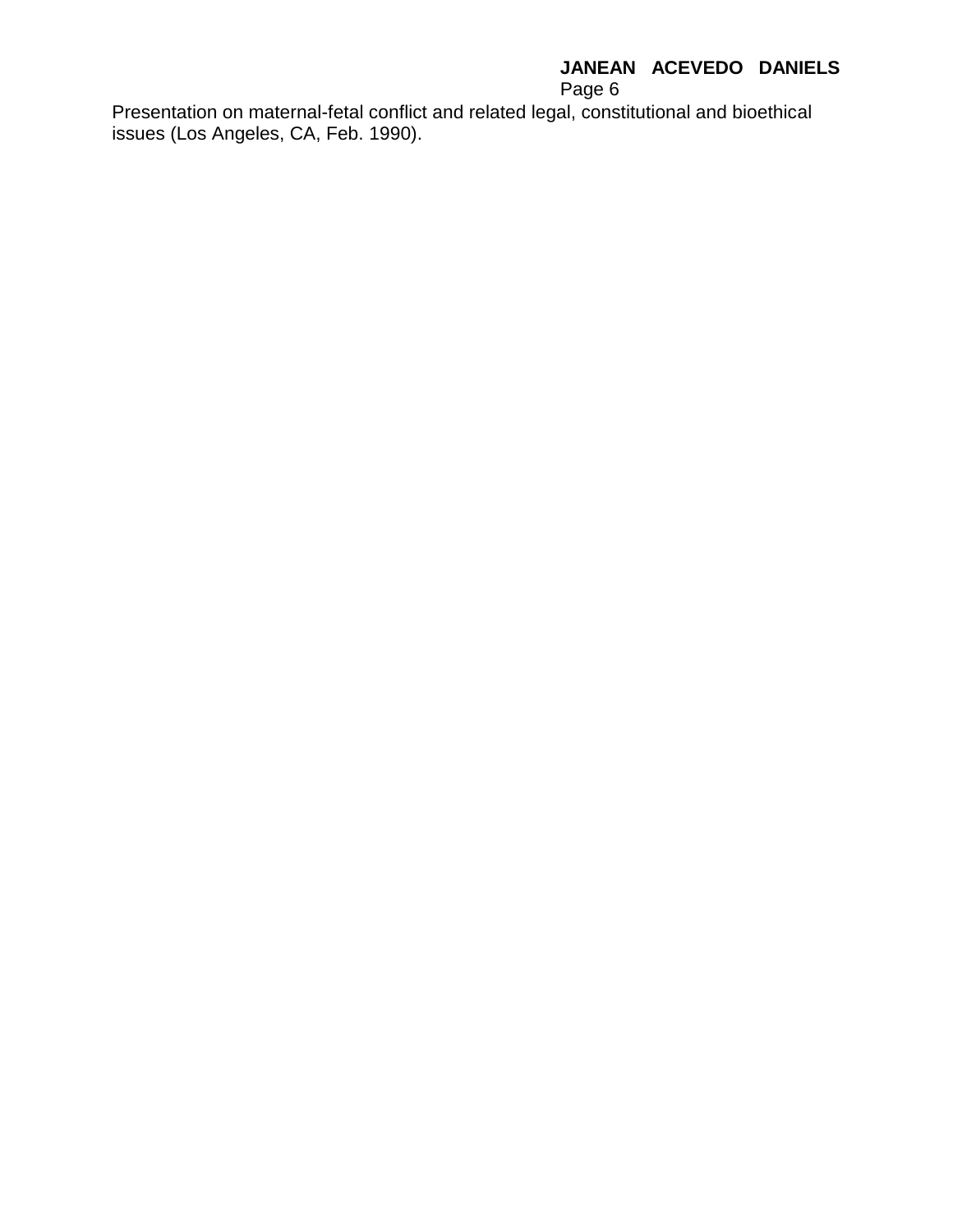Presentation on maternal-fetal conflict and related legal, constitutional and bioethical issues (Los Angeles, CA, Feb. 1990).